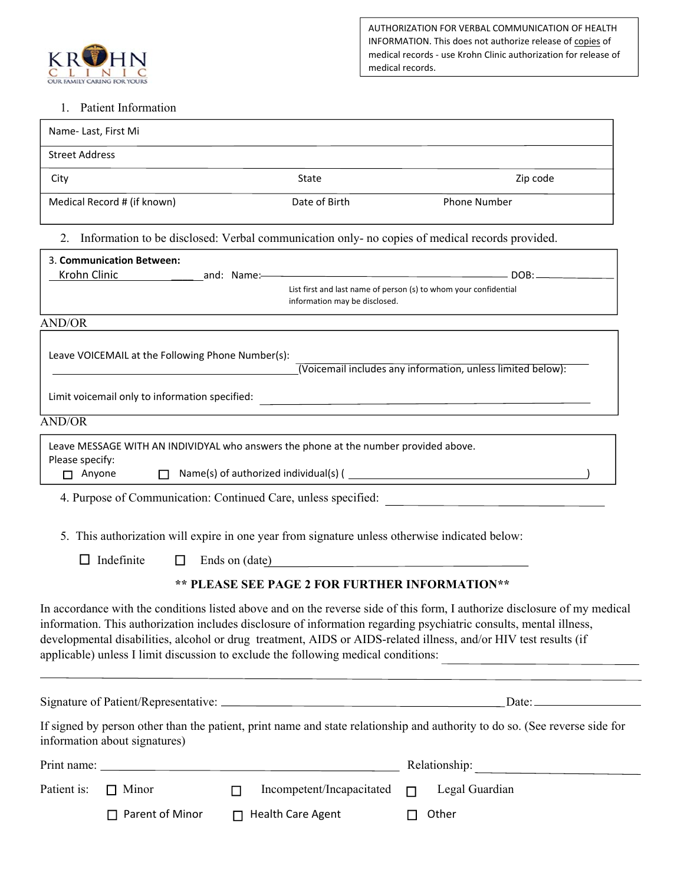KROHN CLINIC
OUR FAMILY CARING FOR YOURS

AUTHORIZATION FOR VERBAL COMMUNICATION OF HEALTH INFORMATION. This does not authorize release of copies of medical records - use Krohn Clinic authorization for release of medical records.

1. Patient Information

| | | |
|---|---|---|
| Name- Last, First Mi | | |
| Street Address | | |
| City | State | Zip code |
| Medical Record # (if known) | Date of Birth | Phone Number |

2. Information to be disclosed: Verbal communication only- no copies of medical records provided.

3. **Communication Between:**
Krohn Clinic ______ and: Name: ______________________________ DOB: __________
List first and last name of person (s) to whom your confidential information may be disclosed.

AND/OR

Leave VOICEMAIL at the Following Phone Number(s): ______________________________
______________________________ (Voicemail includes any information, unless limited below):

Limit voicemail only to information specified: ______________________________

AND/OR

Leave MESSAGE WITH AN INDIVIDYAL who answers the phone at the number provided above.
Please specify:
☐ Anyone ☐ Name(s) of authorized individual(s) ( ______________________________ )

4. Purpose of Communication: Continued Care, unless specified: ______________________________

5. This authorization will expire in one year from signature unless otherwise indicated below:

☐ Indefinite ☐ Ends on (date) ______________________________

**** PLEASE SEE PAGE 2 FOR FURTHER INFORMATION****

In accordance with the conditions listed above and on the reverse side of this form, I authorize disclosure of my medical information. This authorization includes disclosure of information regarding psychiatric consults, mental illness, developmental disabilities, alcohol or drug treatment, AIDS or AIDS-related illness, and/or HIV test results (if applicable) unless I limit discussion to exclude the following medical conditions: ______________________________
______________________________

Signature of Patient/Representative: ______________________________ Date: __________

If signed by person other than the patient, print name and state relationship and authority to do so. (See reverse side for information about signatures)

Print name: ______________________________ Relationship: ______________________________

Patient is: ☐ Minor ☐ Incompetent/Incapacitated ☐ Legal Guardian

☐ Parent of Minor ☐ Health Care Agent ☐ Other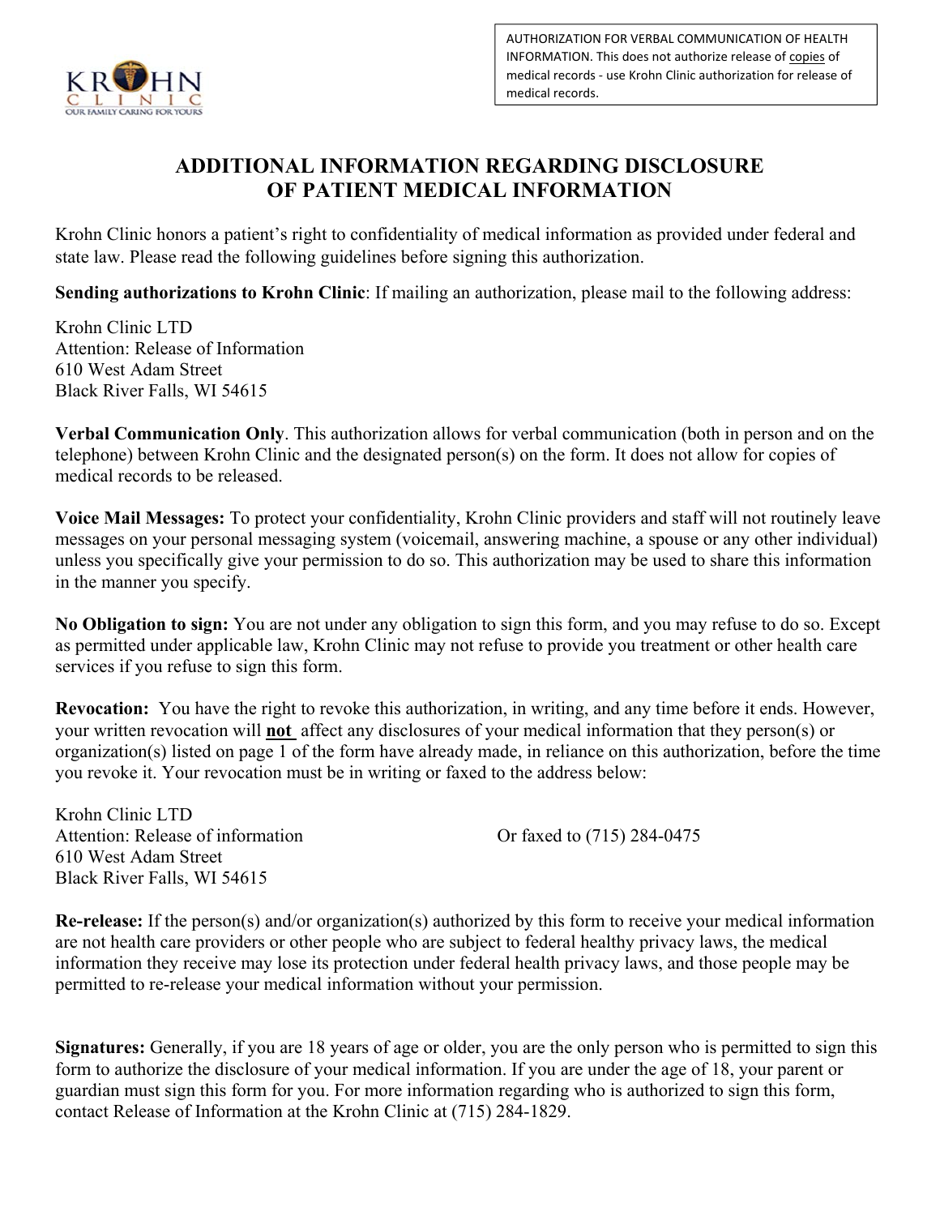AUTHORIZATION FOR VERBAL COMMUNICATION OF HEALTH INFORMATION. This does not authorize release of copies of medical records - use Krohn Clinic authorization for release of medical records.

# ADDITIONAL INFORMATION REGARDING DISCLOSURE OF PATIENT MEDICAL INFORMATION

Krohn Clinic honors a patient's right to confidentiality of medical information as provided under federal and state law. Please read the following guidelines before signing this authorization.

**Sending authorizations to Krohn Clinic**: If mailing an authorization, please mail to the following address:

Krohn Clinic LTD
Attention: Release of Information
610 West Adam Street
Black River Falls, WI 54615

**Verbal Communication Only**. This authorization allows for verbal communication (both in person and on the telephone) between Krohn Clinic and the designated person(s) on the form. It does not allow for copies of medical records to be released.

**Voice Mail Messages:** To protect your confidentiality, Krohn Clinic providers and staff will not routinely leave messages on your personal messaging system (voicemail, answering machine, a spouse or any other individual) unless you specifically give your permission to do so. This authorization may be used to share this information in the manner you specify.

**No Obligation to sign:** You are not under any obligation to sign this form, and you may refuse to do so. Except as permitted under applicable law, Krohn Clinic may not refuse to provide you treatment or other health care services if you refuse to sign this form.

**Revocation:** You have the right to revoke this authorization, in writing, and any time before it ends. However, your written revocation will **not** affect any disclosures of your medical information that they person(s) or organization(s) listed on page 1 of the form have already made, in reliance on this authorization, before the time you revoke it. Your revocation must be in writing or faxed to the address below:

Krohn Clinic LTD
Attention: Release of information
610 West Adam Street
Black River Falls, WI 54615

Or faxed to (715) 284-0475

**Re-release:** If the person(s) and/or organization(s) authorized by this form to receive your medical information are not health care providers or other people who are subject to federal healthy privacy laws, the medical information they receive may lose its protection under federal health privacy laws, and those people may be permitted to re-release your medical information without your permission.

**Signatures:** Generally, if you are 18 years of age or older, you are the only person who is permitted to sign this form to authorize the disclosure of your medical information. If you are under the age of 18, your parent or guardian must sign this form for you. For more information regarding who is authorized to sign this form, contact Release of Information at the Krohn Clinic at (715) 284-1829.